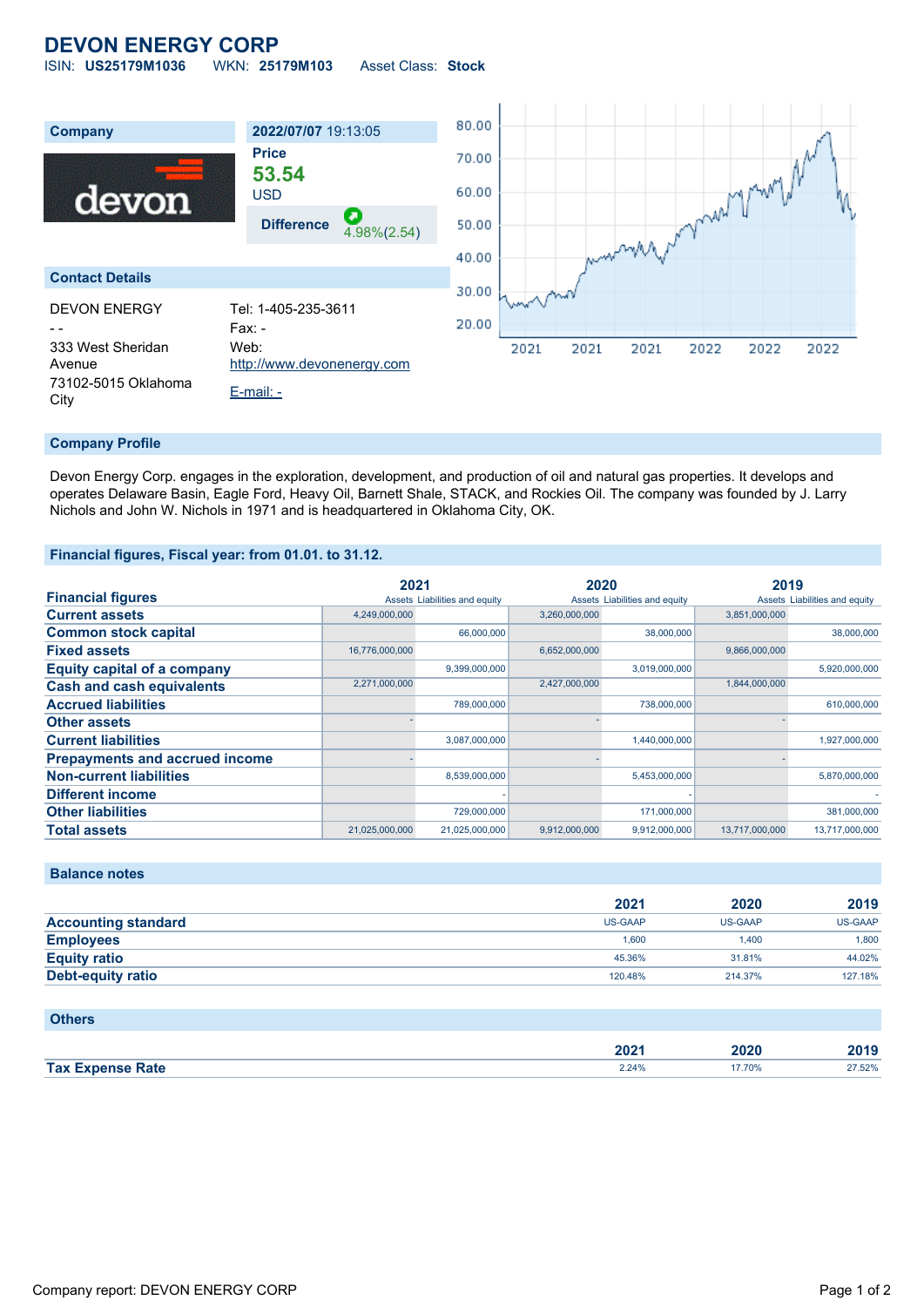# DEVON ENERGY CORP

ISIN: **US25179M1036** WKN: **25179M103** Asset Class: **Stock**

| Company | 2022/07/07 19:13:05 |
|---|---|
| devon | Price |
| | **53.54** |
| | USD |
| | **Difference** 4.98%(2.54) |

## Contact Details

DEVON ENERGY
- -
333 West Sheridan Avenue
73102-5015 Oklahoma City

Tel: 1-405-235-3611
Fax: -
Web: http://www.devonenergy.com
E-mail: -

## Company Profile

Devon Energy Corp. engages in the exploration, development, and production of oil and natural gas properties. It develops and operates Delaware Basin, Eagle Ford, Heavy Oil, Barnett Shale, STACK, and Rockies Oil. The company was founded by J. Larry Nichols and John W. Nichols in 1971 and is headquartered in Oklahoma City, OK.

## Financial figures, Fiscal year: from 01.01. to 31.12.

| Financial figures | 2021 | | 2020 | | 2019 | |
|---|---|---|---|---|---|---|
| | Assets | Liabilities and equity | Assets | Liabilities and equity | Assets | Liabilities and equity |
| **Current assets** | 4,249,000,000 | | 3,260,000,000 | | 3,851,000,000 | |
| **Common stock capital** | | 66,000,000 | | 38,000,000 | | 38,000,000 |
| **Fixed assets** | 16,776,000,000 | | 6,652,000,000 | | 9,866,000,000 | |
| **Equity capital of a company** | | 9,399,000,000 | | 3,019,000,000 | | 5,920,000,000 |
| **Cash and cash equivalents** | 2,271,000,000 | | 2,427,000,000 | | 1,844,000,000 | |
| **Accrued liabilities** | | 789,000,000 | | 738,000,000 | | 610,000,000 |
| **Other assets** | - | | - | | - | |
| **Current liabilities** | | 3,087,000,000 | | 1,440,000,000 | | 1,927,000,000 |
| **Prepayments and accrued income** | - | | - | | - | |
| **Non-current liabilities** | | 8,539,000,000 | | 5,453,000,000 | | 5,870,000,000 |
| **Different income** | | - | | - | | - |
| **Other liabilities** | | 729,000,000 | | 171,000,000 | | 381,000,000 |
| **Total assets** | 21,025,000,000 | 21,025,000,000 | 9,912,000,000 | 9,912,000,000 | 13,717,000,000 | 13,717,000,000 |

## Balance notes

| | 2021 | 2020 | 2019 |
|---|---|---|---|
| **Accounting standard** | US-GAAP | US-GAAP | US-GAAP |
| **Employees** | 1,600 | 1,400 | 1,800 |
| **Equity ratio** | 45.36% | 31.81% | 44.02% |
| **Debt-equity ratio** | 120.48% | 214.37% | 127.18% |

## Others

| | 2021 | 2020 | 2019 |
|---|---|---|---|
| **Tax Expense Rate** | 2.24% | 17.70% | 27.52% |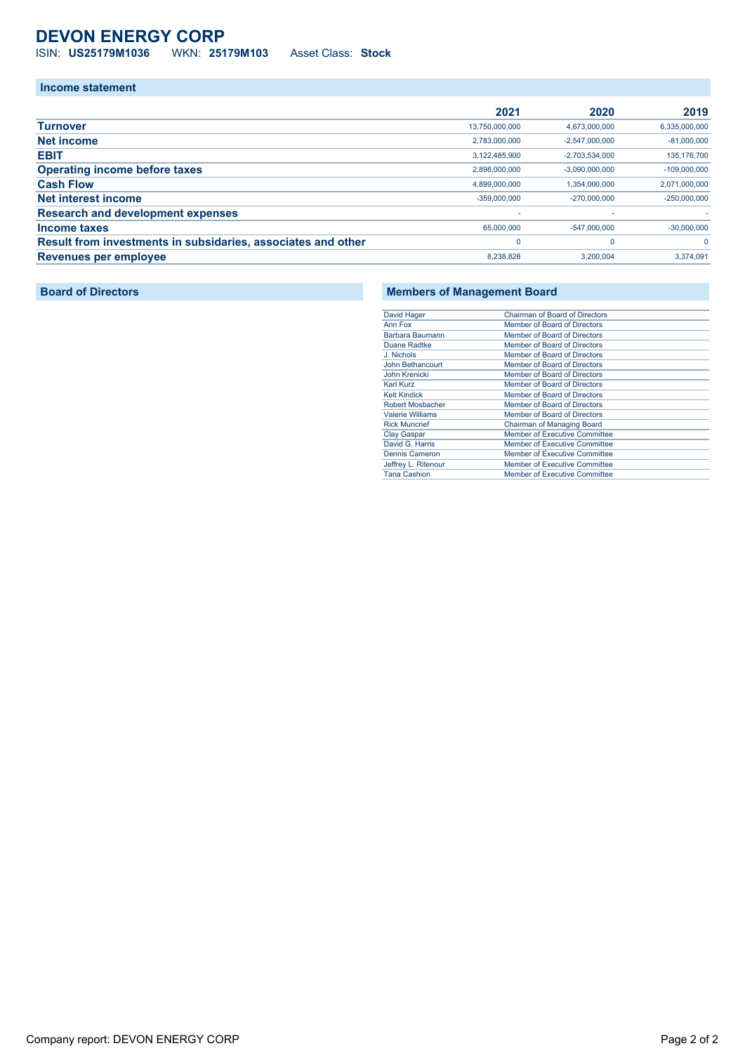# DEVON ENERGY CORP

ISIN: **US25179M1036** WKN: **25179M103** Asset Class: **Stock**

## Income statement

| | 2021 | 2020 | 2019 |
|---|---|---|---|
| **Turnover** | 13,750,000,000 | 4,673,000,000 | 6,335,000,000 |
| **Net income** | 2,783,000,000 | -2,547,000,000 | -81,000,000 |
| **EBIT** | 3,122,485,900 | -2,703,534,000 | 135,176,700 |
| **Operating income before taxes** | 2,898,000,000 | -3,090,000,000 | -109,000,000 |
| **Cash Flow** | 4,899,000,000 | 1,354,000,000 | 2,071,000,000 |
| **Net interest income** | -359,000,000 | -270,000,000 | -250,000,000 |
| **Research and development expenses** | - | - | - |
| **Income taxes** | 65,000,000 | -547,000,000 | -30,000,000 |
| **Result from investments in subsidaries, associates and other** | 0 | 0 | 0 |
| **Revenues per employee** | 8,238,828 | 3,200,004 | 3,374,091 |

## Board of Directors

## Members of Management Board

| | |
|---|---|
| David Hager | Chairman of Board of Directors |
| Ann Fox | Member of Board of Directors |
| Barbara Baumann | Member of Board of Directors |
| Duane Radtke | Member of Board of Directors |
| J. Nichols | Member of Board of Directors |
| John Bethancourt | Member of Board of Directors |
| John Krenicki | Member of Board of Directors |
| Karl Kurz | Member of Board of Directors |
| Kelt Kindick | Member of Board of Directors |
| Robert Mosbacher | Member of Board of Directors |
| Valerie Williams | Member of Board of Directors |
| Rick Muncrief | Chairman of Managing Board |
| Clay Gaspar | Member of Executive Committee |
| David G. Harris | Member of Executive Committee |
| Dennis Cameron | Member of Executive Committee |
| Jeffrey L. Ritenour | Member of Executive Committee |
| Tana Cashion | Member of Executive Committee |